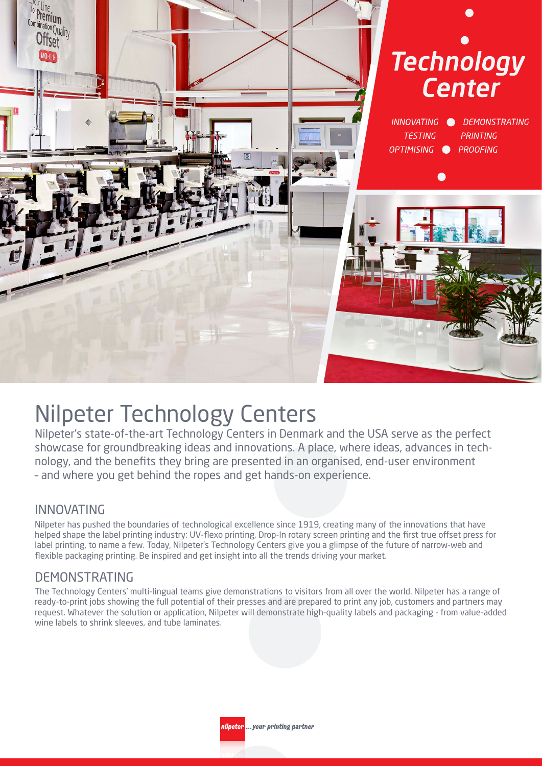# Technology Center

*INNOVATING • DEMONSTRATING*
*TESTING PRINTING*
*OPTIMISING • PROOFING*

# Nilpeter Technology Centers

Nilpeter's state-of-the-art Technology Centers in Denmark and the USA serve as the perfect showcase for groundbreaking ideas and innovations. A place, where ideas, advances in technology, and the benefits they bring are presented in an organised, end-user environment – and where you get behind the ropes and get hands-on experience.

## INNOVATING

Nilpeter has pushed the boundaries of technological excellence since 1919, creating many of the innovations that have helped shape the label printing industry: UV-flexo printing, Drop-In rotary screen printing and the first true offset press for label printing, to name a few. Today, Nilpeter's Technology Centers give you a glimpse of the future of narrow-web and flexible packaging printing. Be inspired and get insight into all the trends driving your market.

## DEMONSTRATING

The Technology Centers' multi-lingual teams give demonstrations to visitors from all over the world. Nilpeter has a range of ready-to-print jobs showing the full potential of their presses and are prepared to print any job, customers and partners may request. Whatever the solution or application, Nilpeter will demonstrate high-quality labels and packaging - from value-added wine labels to shrink sleeves, and tube laminates.

nilpeter ...your printing partner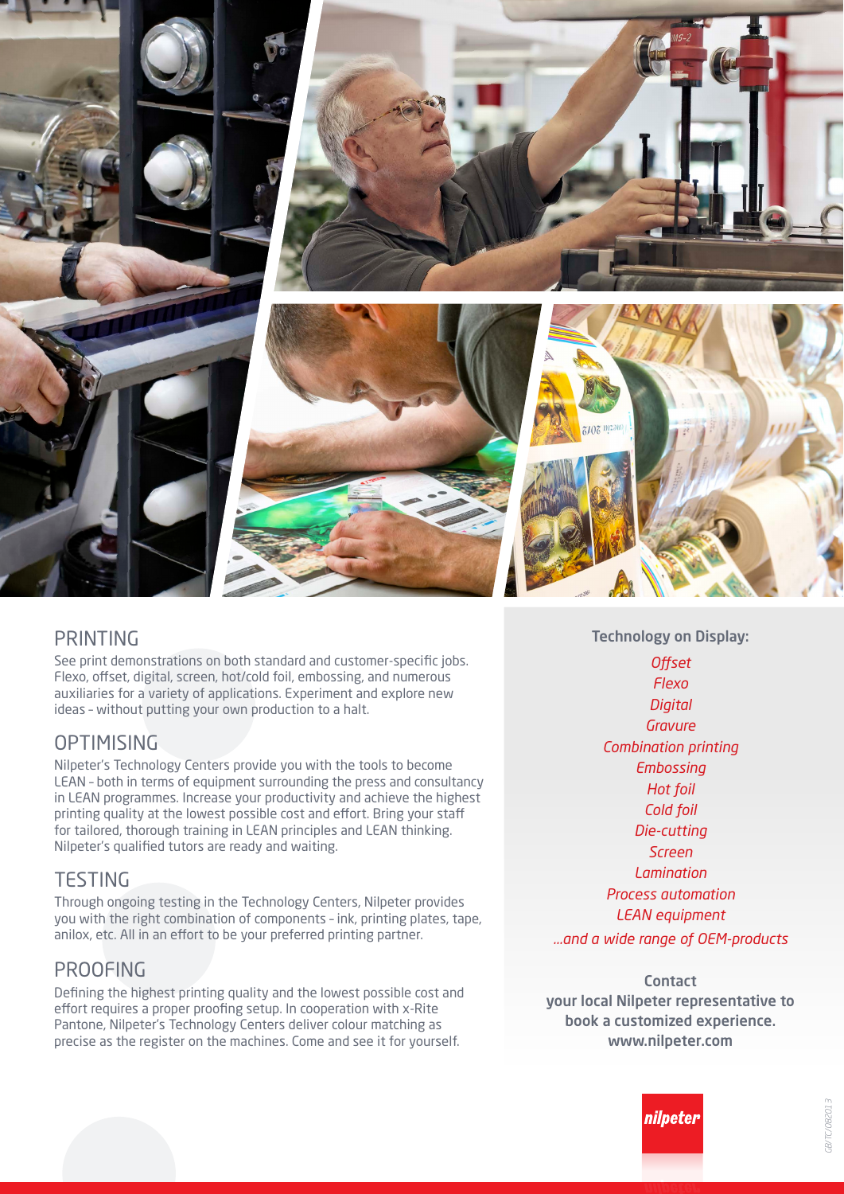## PRINTING

See print demonstrations on both standard and customer-specific jobs. Flexo, offset, digital, screen, hot/cold foil, embossing, and numerous auxiliaries for a variety of applications. Experiment and explore new ideas – without putting your own production to a halt.

## OPTIMISING

Nilpeter's Technology Centers provide you with the tools to become LEAN – both in terms of equipment surrounding the press and consultancy in LEAN programmes. Increase your productivity and achieve the highest printing quality at the lowest possible cost and effort. Bring your staff for tailored, thorough training in LEAN principles and LEAN thinking. Nilpeter's qualified tutors are ready and waiting.

## TESTING

Through ongoing testing in the Technology Centers, Nilpeter provides you with the right combination of components – ink, printing plates, tape, anilox, etc. All in an effort to be your preferred printing partner.

## PROOFING

Defining the highest printing quality and the lowest possible cost and effort requires a proper proofing setup. In cooperation with x-Rite Pantone, Nilpeter's Technology Centers deliver colour matching as precise as the register on the machines. Come and see it for yourself.

**Technology on Display:**

*Offset*
*Flexo*
*Digital*
*Gravure*
*Combination printing*
*Embossing*
*Hot foil*
*Cold foil*
*Die-cutting*
*Screen*
*Lamination*
*Process automation*
*LEAN equipment*
*...and a wide range of OEM-products*

**Contact
your local Nilpeter representative to
book a customized experience.
www.nilpeter.com**

nilpeter

GB/TC/082013